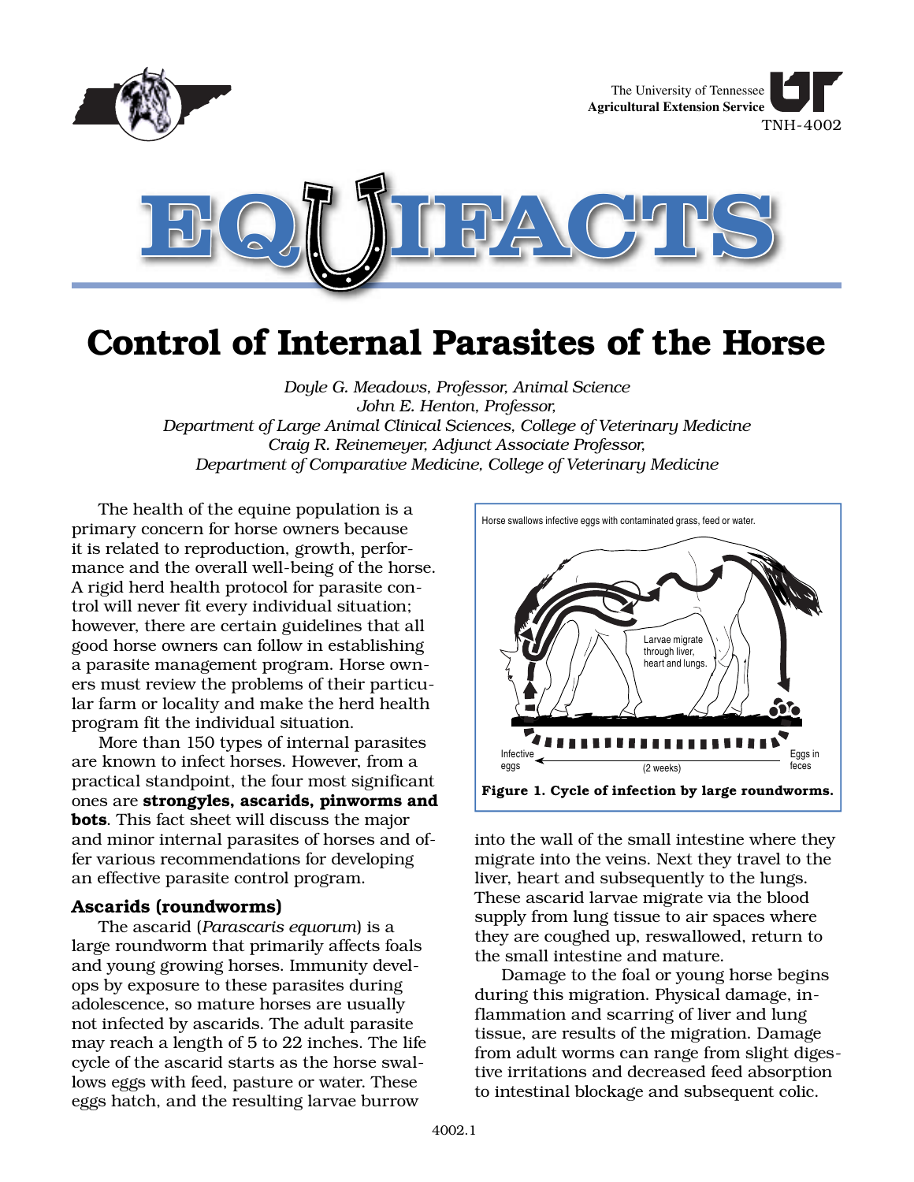The University of Tennessee
**Agricultural Extension Service**
TNH-4002

# EQUIFACTS

# Control of Internal Parasites of the Horse

*Doyle G. Meadows, Professor, Animal Science*
*John E. Henton, Professor,*
*Department of Large Animal Clinical Sciences, College of Veterinary Medicine*
*Craig R. Reinemeyer, Adjunct Associate Professor,*
*Department of Comparative Medicine, College of Veterinary Medicine*

The health of the equine population is a primary concern for horse owners because it is related to reproduction, growth, performance and the overall well-being of the horse. A rigid herd health protocol for parasite control will never fit every individual situation; however, there are certain guidelines that all good horse owners can follow in establishing a parasite management program. Horse owners must review the problems of their particular farm or locality and make the herd health program fit the individual situation.

More than 150 types of internal parasites are known to infect horses. However, from a practical standpoint, the four most significant ones are **strongyles, ascarids, pinworms and bots**. This fact sheet will discuss the major and minor internal parasites of horses and offer various recommendations for developing an effective parasite control program.

### Ascarids (roundworms)

The ascarid (*Parascaris equorum*) is a large roundworm that primarily affects foals and young growing horses. Immunity develops by exposure to these parasites during adolescence, so mature horses are usually not infected by ascarids. The adult parasite may reach a length of 5 to 22 inches. The life cycle of the ascarid starts as the horse swallows eggs with feed, pasture or water. These eggs hatch, and the resulting larvae burrow into the wall of the small intestine where they migrate into the veins. Next they travel to the liver, heart and subsequently to the lungs. These ascarid larvae migrate via the blood supply from lung tissue to air spaces where they are coughed up, reswallowed, return to the small intestine and mature.

Damage to the foal or young horse begins during this migration. Physical damage, inflammation and scarring of liver and lung tissue, are results of the migration. Damage from adult worms can range from slight digestive irritations and decreased feed absorption to intestinal blockage and subsequent colic.

Horse swallows infective eggs with contaminated grass, feed or water.

Larvae migrate through liver, heart and lungs.

Infective eggs — (2 weeks) — Eggs in feces

**Figure 1. Cycle of infection by large roundworms.**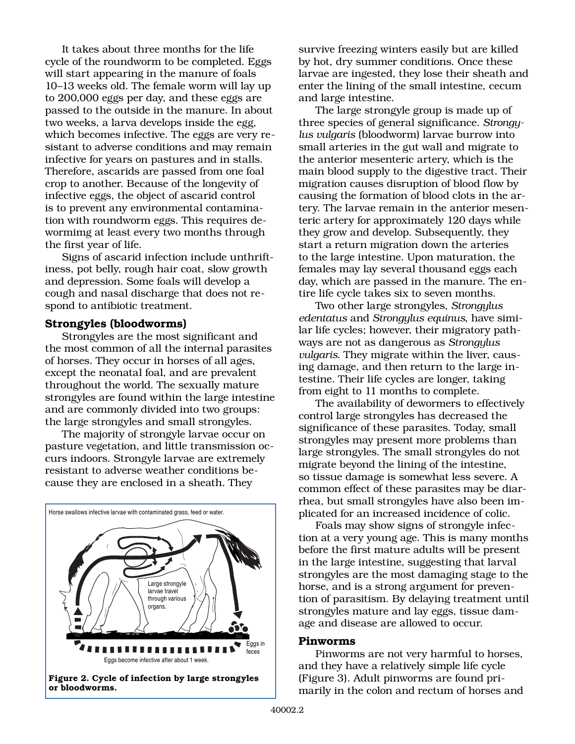It takes about three months for the life cycle of the roundworm to be completed. Eggs will start appearing in the manure of foals 10–13 weeks old. The female worm will lay up to 200,000 eggs per day, and these eggs are passed to the outside in the manure. In about two weeks, a larva develops inside the egg, which becomes infective. The eggs are very resistant to adverse conditions and may remain infective for years on pastures and in stalls. Therefore, ascarids are passed from one foal crop to another. Because of the longevity of infective eggs, the object of ascarid control is to prevent any environmental contamination with roundworm eggs. This requires dewormimg at least every two months through the first year of life.

Signs of ascarid infection include unthriftiness, pot belly, rough hair coat, slow growth and depression. Some foals will develop a cough and nasal discharge that does not respond to antibiotic treatment.

### Strongyles (bloodworms)

Strongyles are the most significant and the most common of all the internal parasites of horses. They occur in horses of all ages, except the neonatal foal, and are prevalent throughout the world. The sexually mature strongyles are found within the large intestine and are commonly divided into two groups: the large strongyles and small strongyles.

The majority of strongyle larvae occur on pasture vegetation, and little transmission occurs indoors. Strongyle larvae are extremely resistant to adverse weather conditions because they are enclosed in a sheath. They survive freezing winters easily but are killed by hot, dry summer conditions. Once these larvae are ingested, they lose their sheath and enter the lining of the small intestine, cecum and large intestine.

Horse swallows infective larvae with contaminated grass, feed or water.

Large strongyle larvae travel through various organs.

Eggs in feces

Eggs become infective after about 1 week.

**Figure 2. Cycle of infection by large strongyles or bloodworms.**

The large strongyle group is made up of three species of general significance. *Strongylus vulgaris* (bloodworm) larvae burrow into small arteries in the gut wall and migrate to the anterior mesenteric artery, which is the main blood supply to the digestive tract. Their migration causes disruption of blood flow by causing the formation of blood clots in the artery. The larvae remain in the anterior mesenteric artery for approximately 120 days while they grow and develop. Subsequently, they start a return migration down the arteries to the large intestine. Upon maturation, the females may lay several thousand eggs each day, which are passed in the manure. The entire life cycle takes six to seven months.

Two other large strongyles, *Strongylus edentatus* and *Strongylus equinus*, have similar life cycles; however, their migratory pathways are not as dangerous as *Strongylus vulgaris*. They migrate within the liver, causing damage, and then return to the large intestine. Their life cycles are longer, taking from eight to 11 months to complete.

The availability of dewormers to effectively control large strongyles has decreased the significance of these parasites. Today, small strongyles may present more problems than large strongyles. The small strongyles do not migrate beyond the lining of the intestine, so tissue damage is somewhat less severe. A common effect of these parasites may be diarrhea, but small strongyles have also been implicated for an increased incidence of colic.

Foals may show signs of strongyle infection at a very young age. This is many months before the first mature adults will be present in the large intestine, suggesting that larval strongyles are the most damaging stage to the horse, and is a strong argument for prevention of parasitism. By delaying treatment until strongyles mature and lay eggs, tissue damage and disease are allowed to occur.

### Pinworms

Pinworms are not very harmful to horses, and they have a relatively simple life cycle (Figure 3). Adult pinworms are found primarily in the colon and rectum of horses and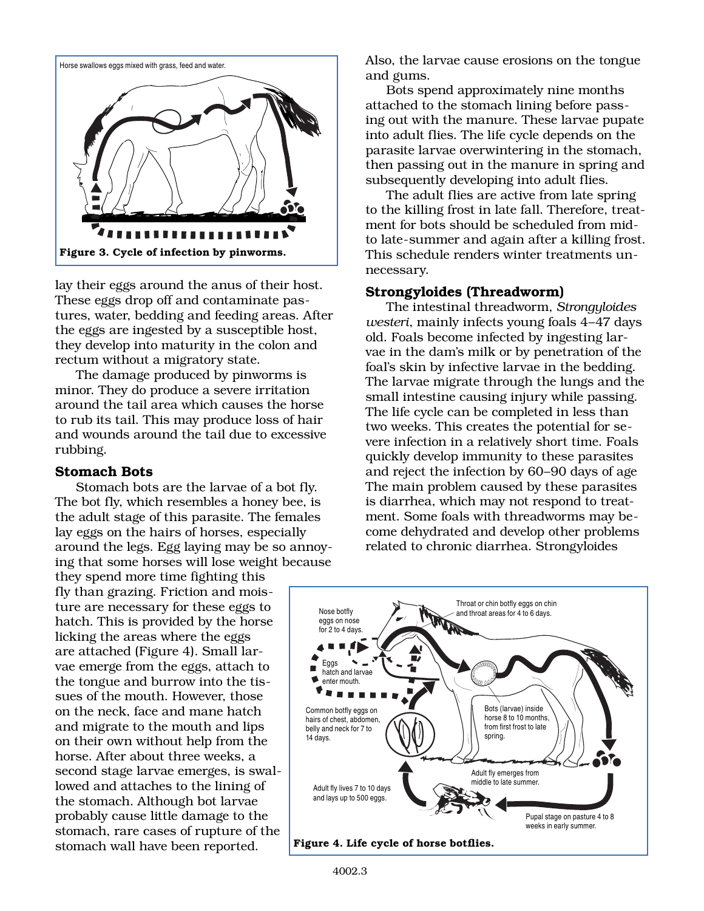Horse swallows eggs mixed with grass, feed and water.

**Figure 3. Cycle of infection by pinworms.**

lay their eggs around the anus of their host. These eggs drop off and contaminate pastures, water, bedding and feeding areas. After the eggs are ingested by a susceptible host, they develop into maturity in the colon and rectum without a migratory state.

The damage produced by pinworms is minor. They do produce a severe irritation around the tail area which causes the horse to rub its tail. This may produce loss of hair and wounds around the tail due to excessive rubbing.

### Stomach Bots

Stomach bots are the larvae of a bot fly. The bot fly, which resembles a honey bee, is the adult stage of this parasite. The females lay eggs on the hairs of horses, especially around the legs. Egg laying may be so annoying that some horses will lose weight because they spend more time fighting this fly than grazing. Friction and moisture are necessary for these eggs to hatch. This is provided by the horse licking the areas where the eggs are attached (Figure 4). Small larvae emerge from the eggs, attach to the tongue and burrow into the tissues of the mouth. However, those on the neck, face and mane hatch and migrate to the mouth and lips on their own without help from the horse. After about three weeks, a second stage larvae emerges, is swallowed and attaches to the lining of the stomach. Although bot larvae probably cause little damage to the stomach, rare cases of rupture of the stomach wall have been reported. Also, the larvae cause erosions on the tongue and gums.

Bots spend approximately nine months attached to the stomach lining before passing out with the manure. These larvae pupate into adult flies. The life cycle depends on the parasite larvae overwintering in the stomach, then passing out in the manure in spring and subsequently developing into adult flies.

The adult flies are active from late spring to the killing frost in late fall. Therefore, treatment for bots should be scheduled from mid- to late-summer and again after a killing frost. This schedule renders winter treatments unnecessary.

### Strongyloides (Threadworm)

The intestinal threadworm, *Strongyloides westeri*, mainly infects young foals 4–47 days old. Foals become infected by ingesting larvae in the dam's milk or by penetration of the foal's skin by infective larvae in the bedding. The larvae migrate through the lungs and the small intestine causing injury while passing. The life cycle can be completed in less than two weeks. This creates the potential for severe infection in a relatively short time. Foals quickly develop immunity to these parasites and reject the infection by 60–90 days of age The main problem caused by these parasites is diarrhea, which may not respond to treatment. Some foals with threadworms may become dehydrated and develop other problems related to chronic diarrhea. Strongyloides

Nose botfly eggs on nose for 2 to 4 days.

Throat or chin botfly eggs on chin and throat areas for 4 to 6 days.

Eggs hatch and larvae enter mouth.

Common botfly eggs on hairs of chest, abdomen, belly and neck for 7 to 14 days.

Bots (larvae) inside horse 8 to 10 months, from first frost to late spring.

Adult fly emerges from middle to late summer.

Adult fly lives 7 to 10 days and lays up to 500 eggs.

Pupal stage on pasture 4 to 8 weeks in early summer.

**Figure 4. Life cycle of horse botflies.**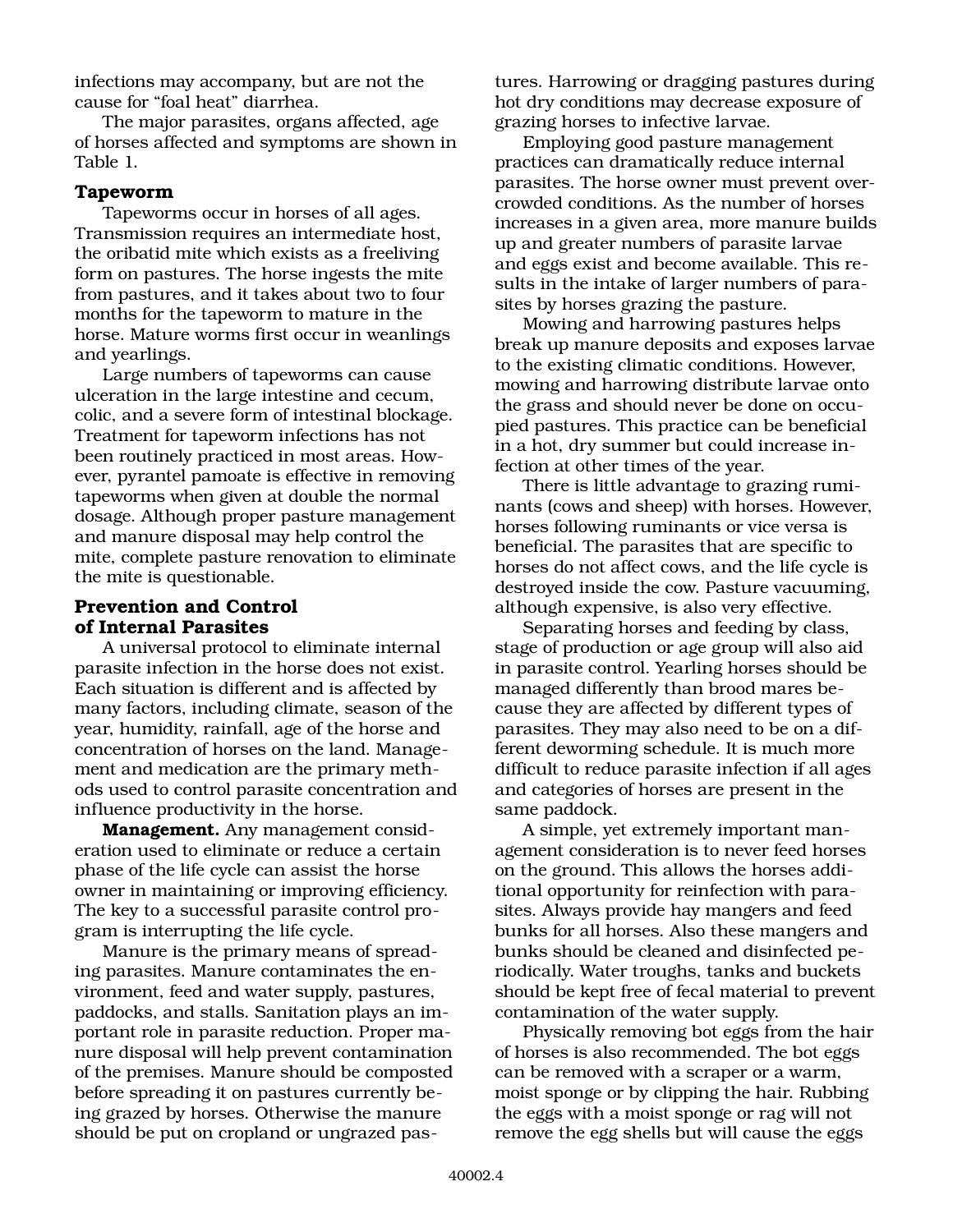infections may accompany, but are not the cause for "foal heat" diarrhea.

The major parasites, organs affected, age of horses affected and symptoms are shown in Table 1.

### Tapeworm

Tapeworms occur in horses of all ages. Transmission requires an intermediate host, the oribatid mite which exists as a freeliving form on pastures. The horse ingests the mite from pastures, and it takes about two to four months for the tapeworm to mature in the horse. Mature worms first occur in weanlings and yearlings.

Large numbers of tapeworms can cause ulceration in the large intestine and cecum, colic, and a severe form of intestinal blockage. Treatment for tapeworm infections has not been routinely practiced in most areas. However, pyrantel pamoate is effective in removing tapeworms when given at double the normal dosage. Although proper pasture management and manure disposal may help control the mite, complete pasture renovation to eliminate the mite is questionable.

### Prevention and Control of Internal Parasites

A universal protocol to eliminate internal parasite infection in the horse does not exist. Each situation is different and is affected by many factors, including climate, season of the year, humidity, rainfall, age of the horse and concentration of horses on the land. Management and medication are the primary methods used to control parasite concentration and influence productivity in the horse.

**Management.** Any management consideration used to eliminate or reduce a certain phase of the life cycle can assist the horse owner in maintaining or improving efficiency. The key to a successful parasite control program is interrupting the life cycle.

Manure is the primary means of spreading parasites. Manure contaminates the environment, feed and water supply, pastures, paddocks, and stalls. Sanitation plays an important role in parasite reduction. Proper manure disposal will help prevent contamination of the premises. Manure should be composted before spreading it on pastures currently being grazed by horses. Otherwise the manure should be put on cropland or ungrazed pastures. Harrowing or dragging pastures during hot dry conditions may decrease exposure of grazing horses to infective larvae.

Employing good pasture management practices can dramatically reduce internal parasites. The horse owner must prevent overcrowded conditions. As the number of horses increases in a given area, more manure builds up and greater numbers of parasite larvae and eggs exist and become available. This results in the intake of larger numbers of parasites by horses grazing the pasture.

Mowing and harrowing pastures helps break up manure deposits and exposes larvae to the existing climatic conditions. However, mowing and harrowing distribute larvae onto the grass and should never be done on occupied pastures. This practice can be beneficial in a hot, dry summer but could increase infection at other times of the year.

There is little advantage to grazing ruminants (cows and sheep) with horses. However, horses following ruminants or vice versa is beneficial. The parasites that are specific to horses do not affect cows, and the life cycle is destroyed inside the cow. Pasture vacuuming, although expensive, is also very effective.

Separating horses and feeding by class, stage of production or age group will also aid in parasite control. Yearling horses should be managed differently than brood mares because they are affected by different types of parasites. They may also need to be on a different deworming schedule. It is much more difficult to reduce parasite infection if all ages and categories of horses are present in the same paddock.

A simple, yet extremely important management consideration is to never feed horses on the ground. This allows the horses additional opportunity for reinfection with parasites. Always provide hay mangers and feed bunks for all horses. Also these mangers and bunks should be cleaned and disinfected periodically. Water troughs, tanks and buckets should be kept free of fecal material to prevent contamination of the water supply.

Physically removing bot eggs from the hair of horses is also recommended. The bot eggs can be removed with a scraper or a warm, moist sponge or by clipping the hair. Rubbing the eggs with a moist sponge or rag will not remove the egg shells but will cause the eggs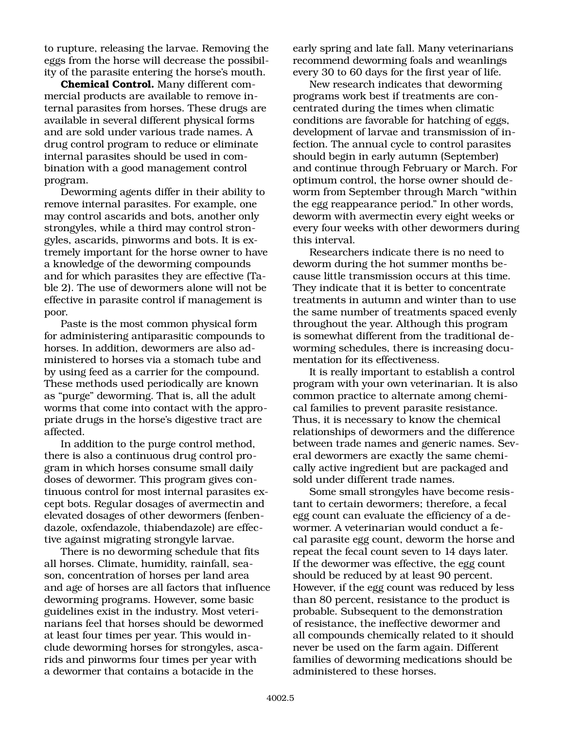to rupture, releasing the larvae. Removing the eggs from the horse will decrease the possibility of the parasite entering the horse's mouth.

**Chemical Control.** Many different commercial products are available to remove internal parasites from horses. These drugs are available in several different physical forms and are sold under various trade names. A drug control program to reduce or eliminate internal parasites should be used in combination with a good management control program.

Deworming agents differ in their ability to remove internal parasites. For example, one may control ascarids and bots, another only strongyles, while a third may control strongyles, ascarids, pinworms and bots. It is extremely important for the horse owner to have a knowledge of the deworming compounds and for which parasites they are effective (Table 2). The use of dewormers alone will not be effective in parasite control if management is poor.

Paste is the most common physical form for administering antiparasitic compounds to horses. In addition, dewormers are also administered to horses via a stomach tube and by using feed as a carrier for the compound. These methods used periodically are known as "purge" deworming. That is, all the adult worms that come into contact with the appropriate drugs in the horse's digestive tract are affected.

In addition to the purge control method, there is also a continuous drug control program in which horses consume small daily doses of dewormer. This program gives continuous control for most internal parasites except bots. Regular dosages of avermectin and elevated dosages of other dewormers (fenbendazole, oxfendazole, thiabendazole) are effective against migrating strongyle larvae.

There is no deworming schedule that fits all horses. Climate, humidity, rainfall, season, concentration of horses per land area and age of horses are all factors that influence deworming programs. However, some basic guidelines exist in the industry. Most veterinarians feel that horses should be dewormed at least four times per year. This would include deworming horses for strongyles, ascarids and pinworms four times per year with a dewormer that contains a botacide in the early spring and late fall. Many veterinarians recommend deworming foals and weanlings every 30 to 60 days for the first year of life.

New research indicates that deworming programs work best if treatments are concentrated during the times when climatic conditions are favorable for hatching of eggs, development of larvae and transmission of infection. The annual cycle to control parasites should begin in early autumn (September) and continue through February or March. For optimum control, the horse owner should deworm from September through March "within the egg reappearance period." In other words, deworm with avermectin every eight weeks or every four weeks with other dewormers during this interval.

Researchers indicate there is no need to deworm during the hot summer months because little transmission occurs at this time. They indicate that it is better to concentrate treatments in autumn and winter than to use the same number of treatments spaced evenly throughout the year. Although this program is somewhat different from the traditional deworming schedules, there is increasing documentation for its effectiveness.

It is really important to establish a control program with your own veterinarian. It is also common practice to alternate among chemical families to prevent parasite resistance. Thus, it is necessary to know the chemical relationships of dewormers and the difference between trade names and generic names. Several dewormers are exactly the same chemically active ingredient but are packaged and sold under different trade names.

Some small strongyles have become resistant to certain dewormers; therefore, a fecal egg count can evaluate the efficiency of a dewormer. A veterinarian would conduct a fecal parasite egg count, deworm the horse and repeat the fecal count seven to 14 days later. If the dewormer was effective, the egg count should be reduced by at least 90 percent. However, if the egg count was reduced by less than 80 percent, resistance to the product is probable. Subsequent to the demonstration of resistance, the ineffective dewormer and all compounds chemically related to it should never be used on the farm again. Different families of deworming medications should be administered to these horses.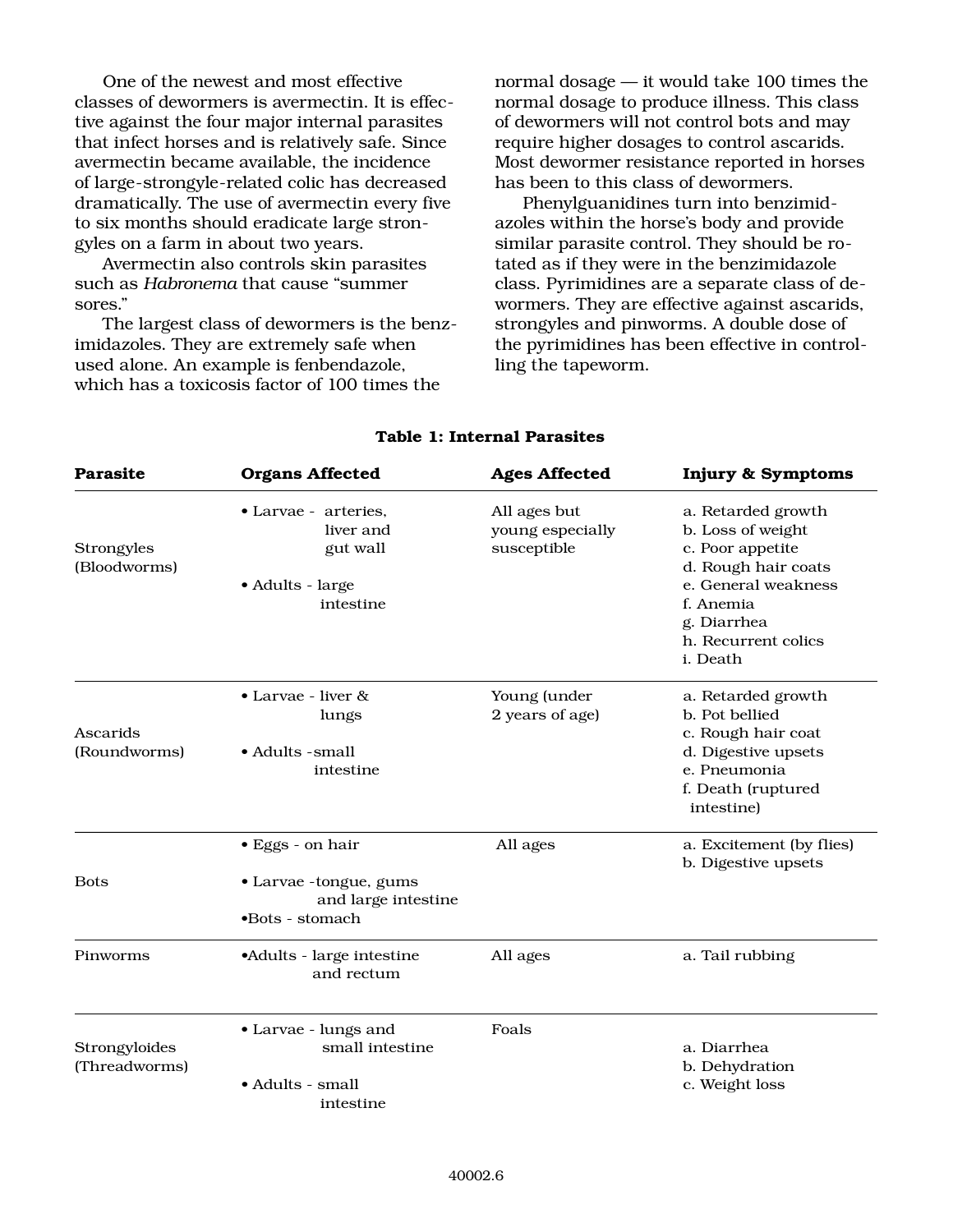One of the newest and most effective classes of dewormers is avermectin. It is effective against the four major internal parasites that infect horses and is relatively safe. Since avermectin became available, the incidence of large-strongyle-related colic has decreased dramatically. The use of avermectin every five to six months should eradicate large strongyles on a farm in about two years.

Avermectin also controls skin parasites such as *Habronema* that cause "summer sores."

The largest class of dewormers is the benzimidazoles. They are extremely safe when used alone. An example is fenbendazole, which has a toxicosis factor of 100 times the normal dosage — it would take 100 times the normal dosage to produce illness. This class of dewormers will not control bots and may require higher dosages to control ascarids. Most dewormer resistance reported in horses has been to this class of dewormers.

Phenylguanidines turn into benzimidazoles within the horse's body and provide similar parasite control. They should be rotated as if they were in the benzimidazole class. Pyrimidines are a separate class of dewormers. They are effective against ascarids, strongyles and pinworms. A double dose of the pyrimidines has been effective in controlling the tapeworm.

**Table 1: Internal Parasites**

| Parasite | Organs Affected | Ages Affected | Injury & Symptoms |
|---|---|---|---|
| Strongyles (Bloodworms) | • Larvae - arteries, liver and gut wall<br>• Adults - large intestine | All ages but young especially susceptible | a. Retarded growth<br>b. Loss of weight<br>c. Poor appetite<br>d. Rough hair coats<br>e. General weakness<br>f. Anemia<br>g. Diarrhea<br>h. Recurrent colics<br>i. Death |
| Ascarids (Roundworms) | • Larvae - liver & lungs<br>• Adults -small intestine | Young (under 2 years of age) | a. Retarded growth<br>b. Pot bellied<br>c. Rough hair coat<br>d. Digestive upsets<br>e. Pneumonia<br>f. Death (ruptured intestine) |
| Bots | • Eggs - on hair<br>• Larvae -tongue, gums and large intestine<br>•Bots - stomach | All ages | a. Excitement (by flies)<br>b. Digestive upsets |
| Pinworms | •Adults - large intestine and rectum | All ages | a. Tail rubbing |
| Strongyloides (Threadworms) | • Larvae - lungs and small intestine<br>• Adults - small intestine | Foals | a. Diarrhea<br>b. Dehydration<br>c. Weight loss |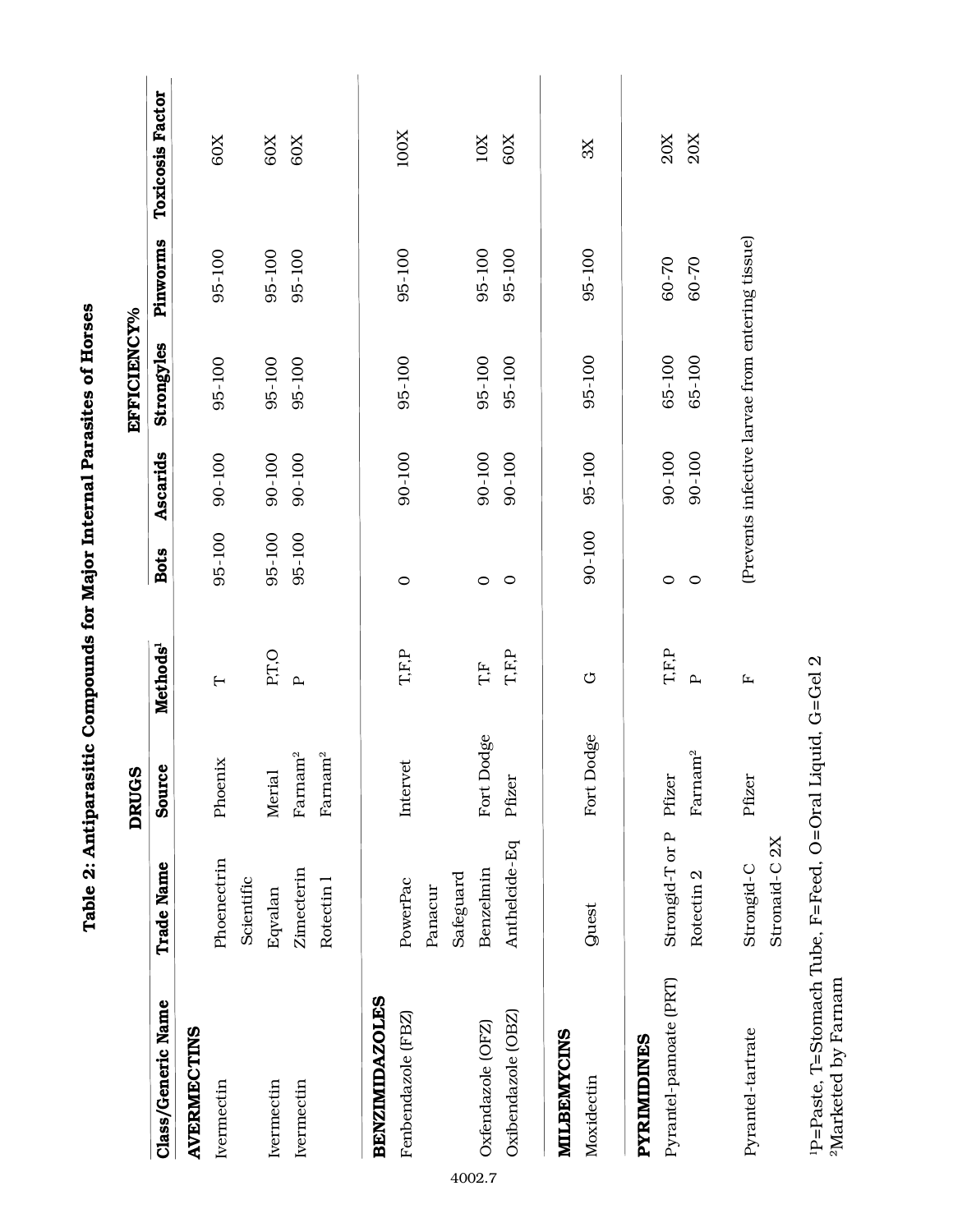**Table 2: Antiparasitic Compounds for Major Internal Parasites of Horses**

| | DRUGS | | | EFFICIENCY% | | | | |
|---|---|---|---|---|---|---|---|---|
| **Class/Generic Name** | **Trade Name** | **Source** | **Methods[1]** | **Bots** | **Ascarids** | **Strongyles** | **Pinworms** | **Toxicosis Factor** |
| **AVERMECTINS** | | | | | | | | |
| Ivermectin | Phoenectrin | Phoenix | T | 95-100 | 90-100 | 95-100 | 95-100 | 60X |
| | Scientific | | | | | | | |
| Ivermectin | Eqvalan | Merial | P,T,O | 95-100 | 90-100 | 95-100 | 95-100 | 60X |
| Ivermectin | Zimecterin | Farnam[2] | P | 95-100 | 90-100 | 95-100 | 95-100 | 60X |
| | Rotectin 1 | Farnam[2] | | | | | | |
| **BENZIMIDAZOLES** | | | | | | | | |
| Fenbendazole (FBZ) | PowerPac | Intervet | T,F,P | 0 | 90-100 | 95-100 | 95-100 | 100X |
| | Panacur | | | | | | | |
| | Safeguard | | | | | | | |
| Oxfendazole (OFZ) | Benzelmin | Fort Dodge | T,F | 0 | 90-100 | 95-100 | 95-100 | 10X |
| Oxibendazole (OBZ) | Anthelcide-Eq | Pfizer | T,F,P | 0 | 90-100 | 95-100 | 95-100 | 60X |
| **MILBEMYCINS** | | | | | | | | |
| Moxidectin | Quest | Fort Dodge | G | 90-100 | 95-100 | 95-100 | 95-100 | 3X |
| **PYRIMIDINES** | | | | | | | | |
| Pyrantel-pamoate (PRT) | Strongid-T or P | Pfizer | T,F,P | 0 | 90-100 | 65-100 | 60-70 | 20X |
| | Rotectin 2 | Farnam[2] | P | 0 | 90-100 | 65-100 | 60-70 | 20X |
| Pyrantel-tartrate | Strongid-C | Pfizer | F | (Prevents infective larvae from entering tissue) | | | | |
| | Stronaid-C 2X | | | | | | | |

[1]P=Paste, T=Stomach Tube, F=Feed, O=Oral Liquid, G=Gel 2
[2]Marketed by Farnam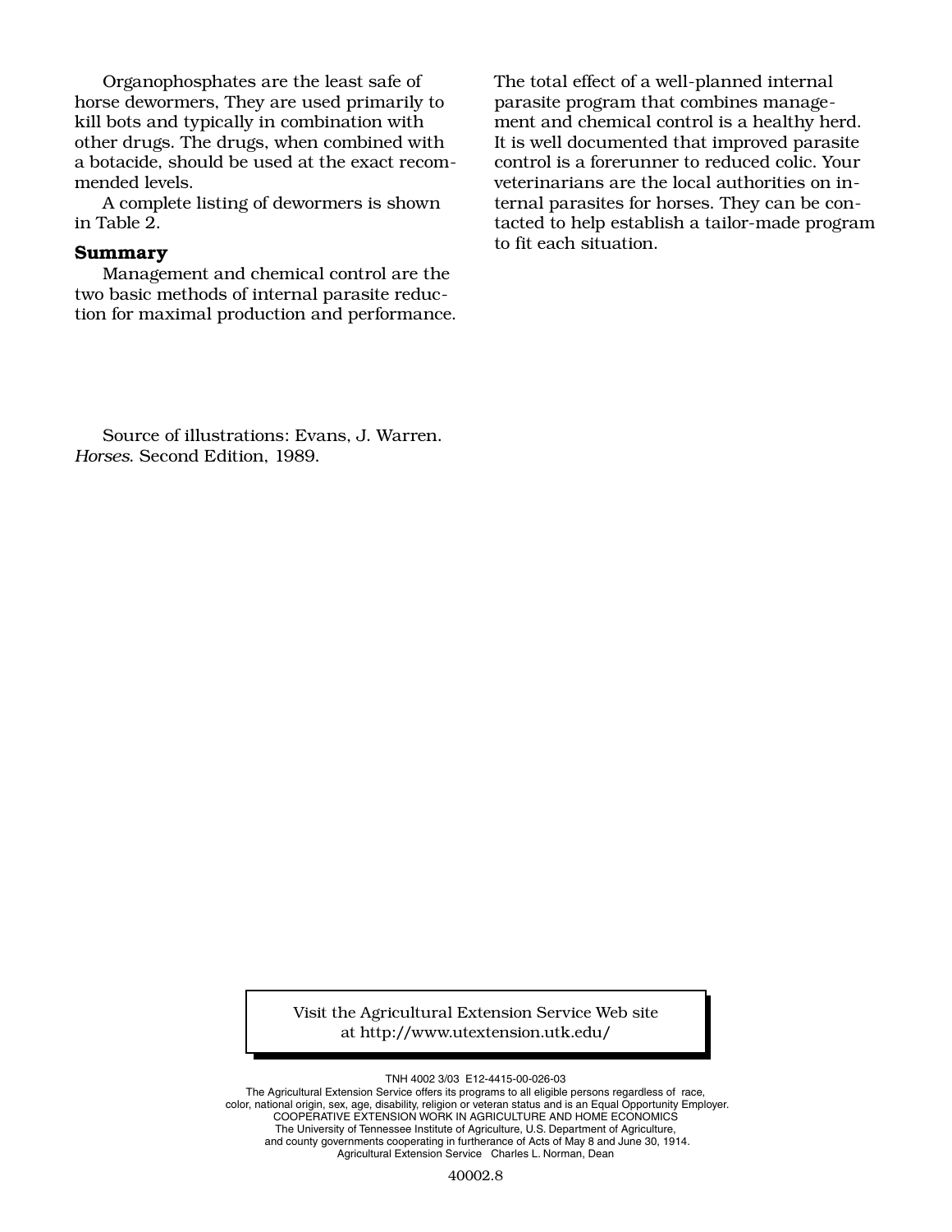Organophosphates are the least safe of horse dewormers, They are used primarily to kill bots and typically in combination with other drugs. The drugs, when combined with a botacide, should be used at the exact recommended levels.

A complete listing of dewormers is shown in Table 2.

## Summary

Management and chemical control are the two basic methods of internal parasite reduction for maximal production and performance. The total effect of a well-planned internal parasite program that combines management and chemical control is a healthy herd. It is well documented that improved parasite control is a forerunner to reduced colic. Your veterinarians are the local authorities on internal parasites for horses. They can be contacted to help establish a tailor-made program to fit each situation.

Source of illustrations: Evans, J. Warren. *Horses*. Second Edition, 1989.

Visit the Agricultural Extension Service Web site at http://www.utextension.utk.edu/

TNH 4002 3/03 E12-4415-00-026-03
The Agricultural Extension Service offers its programs to all eligible persons regardless of race, color, national origin, sex, age, disability, religion or veteran status and is an Equal Opportunity Employer.
COOPERATIVE EXTENSION WORK IN AGRICULTURE AND HOME ECONOMICS
The University of Tennessee Institute of Agriculture, U.S. Department of Agriculture, and county governments cooperating in furtherance of Acts of May 8 and June 30, 1914.
Agricultural Extension Service Charles L. Norman, Dean

40002.8